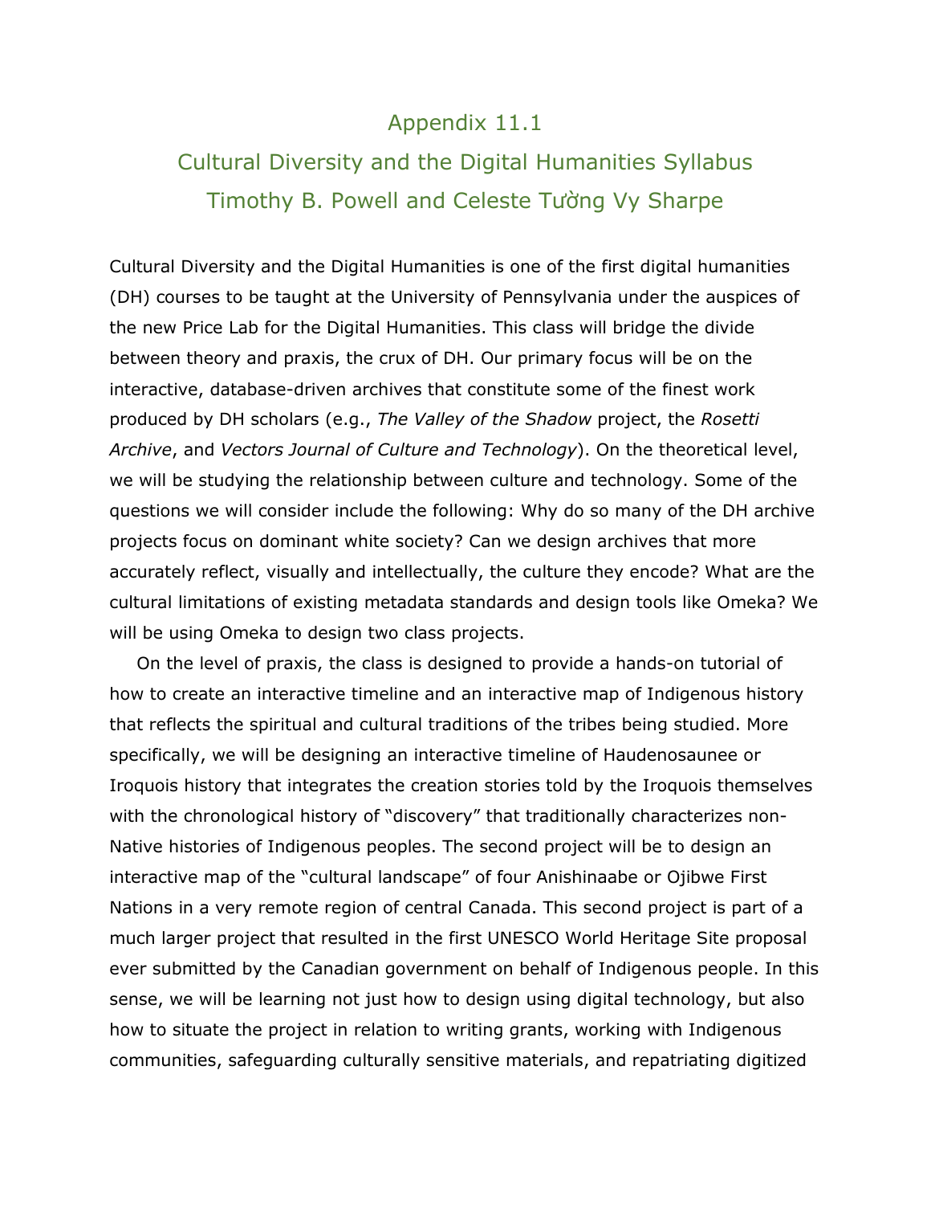# Appendix 11.1

## Cultural Diversity and the Digital Humanities Syllabus

### Timothy B. Powell and Celeste Tường Vy Sharpe

Cultural Diversity and the Digital Humanities is one of the first digital humanities (DH) courses to be taught at the University of Pennsylvania under the auspices of the new Price Lab for the Digital Humanities. This class will bridge the divide between theory and praxis, the crux of DH. Our primary focus will be on the interactive, database-driven archives that constitute some of the finest work produced by DH scholars (e.g., *The Valley of the Shadow* project, the *Rosetti Archive*, and *Vectors Journal of Culture and Technology*). On the theoretical level, we will be studying the relationship between culture and technology. Some of the questions we will consider include the following: Why do so many of the DH archive projects focus on dominant white society? Can we design archives that more accurately reflect, visually and intellectually, the culture they encode? What are the cultural limitations of existing metadata standards and design tools like Omeka? We will be using Omeka to design two class projects.

On the level of praxis, the class is designed to provide a hands-on tutorial of how to create an interactive timeline and an interactive map of Indigenous history that reflects the spiritual and cultural traditions of the tribes being studied. More specifically, we will be designing an interactive timeline of Haudenosaunee or Iroquois history that integrates the creation stories told by the Iroquois themselves with the chronological history of "discovery" that traditionally characterizes non-Native histories of Indigenous peoples. The second project will be to design an interactive map of the "cultural landscape" of four Anishinaabe or Ojibwe First Nations in a very remote region of central Canada. This second project is part of a much larger project that resulted in the first UNESCO World Heritage Site proposal ever submitted by the Canadian government on behalf of Indigenous people. In this sense, we will be learning not just how to design using digital technology, but also how to situate the project in relation to writing grants, working with Indigenous communities, safeguarding culturally sensitive materials, and repatriating digitized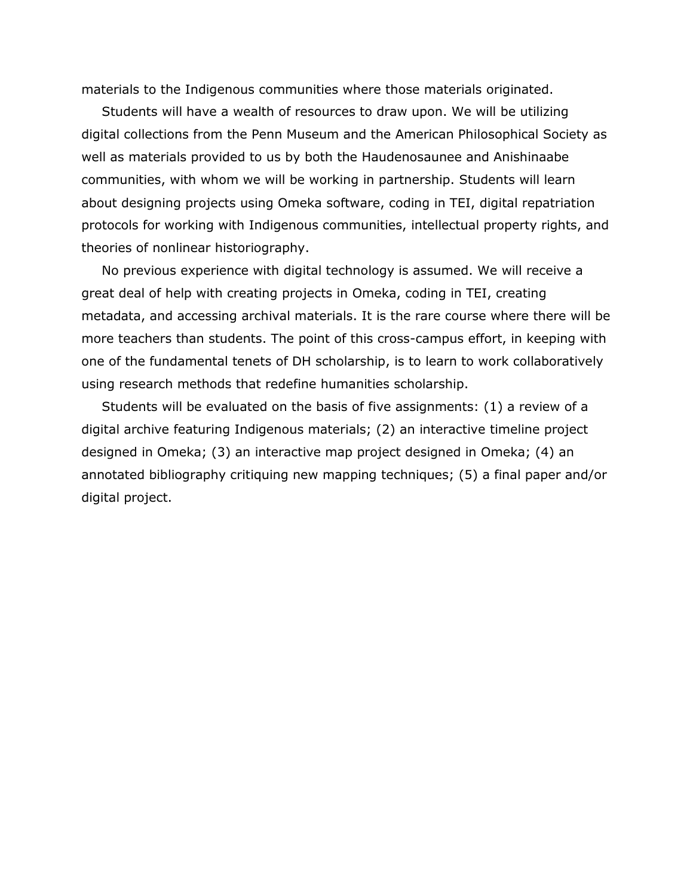materials to the Indigenous communities where those materials originated.

Students will have a wealth of resources to draw upon. We will be utilizing digital collections from the Penn Museum and the American Philosophical Society as well as materials provided to us by both the Haudenosaunee and Anishinaabe communities, with whom we will be working in partnership. Students will learn about designing projects using Omeka software, coding in TEI, digital repatriation protocols for working with Indigenous communities, intellectual property rights, and theories of nonlinear historiography.

No previous experience with digital technology is assumed. We will receive a great deal of help with creating projects in Omeka, coding in TEI, creating metadata, and accessing archival materials. It is the rare course where there will be more teachers than students. The point of this cross-campus effort, in keeping with one of the fundamental tenets of DH scholarship, is to learn to work collaboratively using research methods that redefine humanities scholarship.

Students will be evaluated on the basis of five assignments: (1) a review of a digital archive featuring Indigenous materials; (2) an interactive timeline project designed in Omeka; (3) an interactive map project designed in Omeka; (4) an annotated bibliography critiquing new mapping techniques; (5) a final paper and/or digital project.